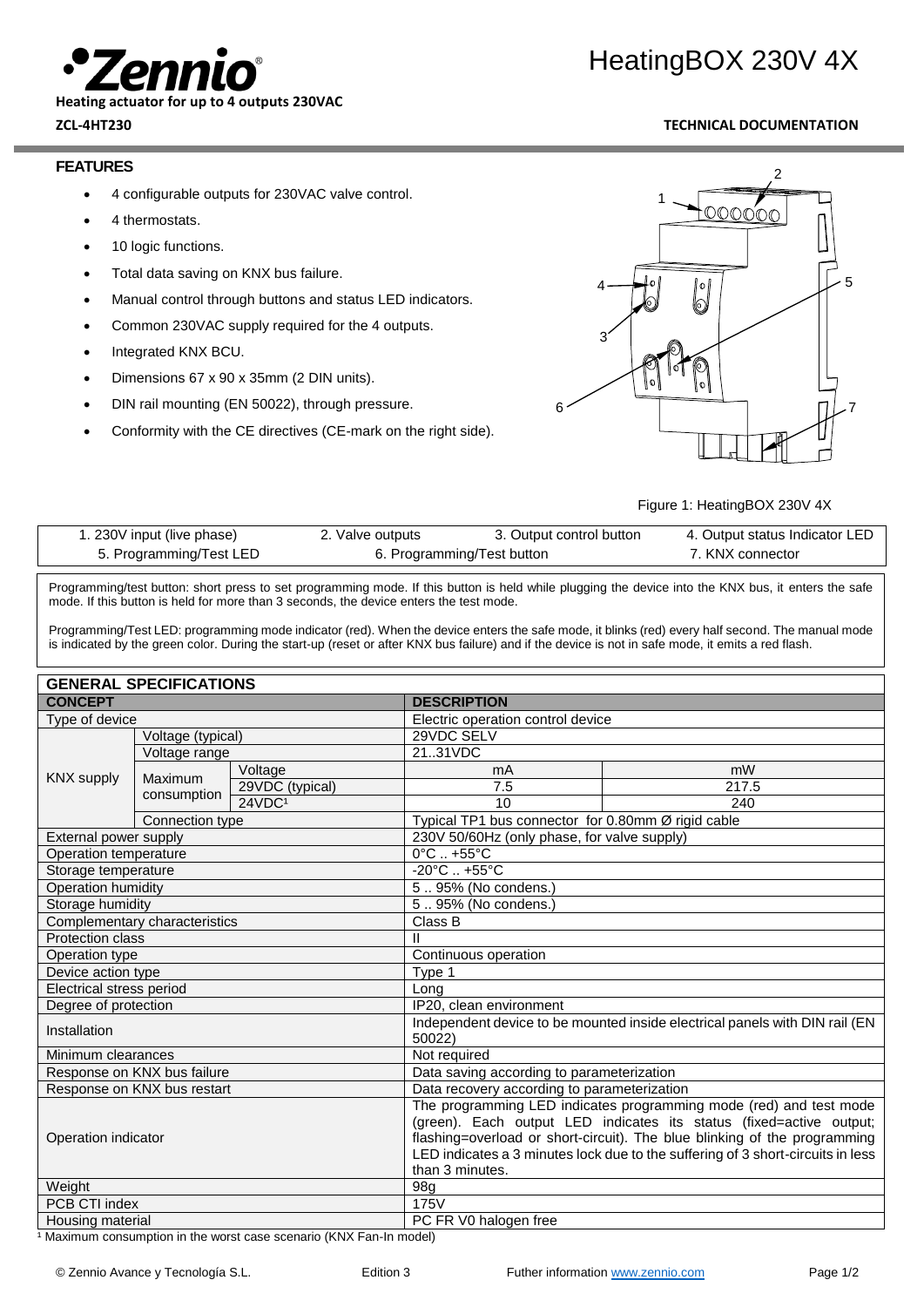# HeatingBOX 230V 4X

**Heating actuator for up to 4 outputs 230VAC**

**ZCL-4HT230**

**TECHNICAL DOCUMENTATION**

## FEATURES

- 4 configurable outputs for 230VAC valve control.
- 4 thermostats.
- 10 logic functions.
- Total data saving on KNX bus failure.
- Manual control through buttons and status LED indicators.
- Common 230VAC supply required for the 4 outputs.
- Integrated KNX BCU.
- Dimensions 67 x 90 x 35mm (2 DIN units).
- DIN rail mounting (EN 50022), through pressure.
- Conformity with the CE directives (CE-mark on the right side).

Figure 1: HeatingBOX 230V 4X

| | | | |
|---|---|---|---|
| 1. 230V input (live phase) | 2. Valve outputs | 3. Output control button | 4. Output status Indicator LED |
| 5. Programming/Test LED | 6. Programming/Test button | | 7. KNX connector |

Programming/test button: short press to set programming mode. If this button is held while plugging the device into the KNX bus, it enters the safe mode. If this button is held for more than 3 seconds, the device enters the test mode.

Programming/Test LED: programming mode indicator (red). When the device enters the safe mode, it blinks (red) every half second. The manual mode is indicated by the green color. During the start-up (reset or after KNX bus failure) and if the device is not in safe mode, it emits a red flash.

## GENERAL SPECIFICATIONS

| CONCEPT | | | DESCRIPTION | |
|---|---|---|---|---|
| Type of device | | | Electric operation control device | |
| KNX supply | Voltage (typical) | | 29VDC SELV | |
| | Voltage range | | 21..31VDC | |
| | Maximum consumption | Voltage | mA | mW |
| | | 29VDC (typical) | 7.5 | 217.5 |
| | | 24VDC[1] | 10 | 240 |
| | Connection type | | Typical TP1 bus connector for 0.80mm Ø rigid cable | |
| External power supply | | | 230V 50/60Hz (only phase, for valve supply) | |
| Operation temperature | | | 0°C .. +55°C | |
| Storage temperature | | | -20°C .. +55°C | |
| Operation humidity | | | 5 .. 95% (No condens.) | |
| Storage humidity | | | 5 .. 95% (No condens.) | |
| Complementary characteristics | | | Class B | |
| Protection class | | | II | |
| Operation type | | | Continuous operation | |
| Device action type | | | Type 1 | |
| Electrical stress period | | | Long | |
| Degree of protection | | | IP20, clean environment | |
| Installation | | | Independent device to be mounted inside electrical panels with DIN rail (EN 50022) | |
| Minimum clearances | | | Not required | |
| Response on KNX bus failure | | | Data saving according to parameterization | |
| Response on KNX bus restart | | | Data recovery according to parameterization | |
| Operation indicator | | | The programming LED indicates programming mode (red) and test mode (green). Each output LED indicates its status (fixed=active output; flashing=overload or short-circuit). The blue blinking of the programming LED indicates a 3 minutes lock due to the suffering of 3 short-circuits in less than 3 minutes. | |
| Weight | | | 98g | |
| PCB CTI index | | | 175V | |
| Housing material | | | PC FR V0 halogen free | |

[1] Maximum consumption in the worst case scenario (KNX Fan-In model)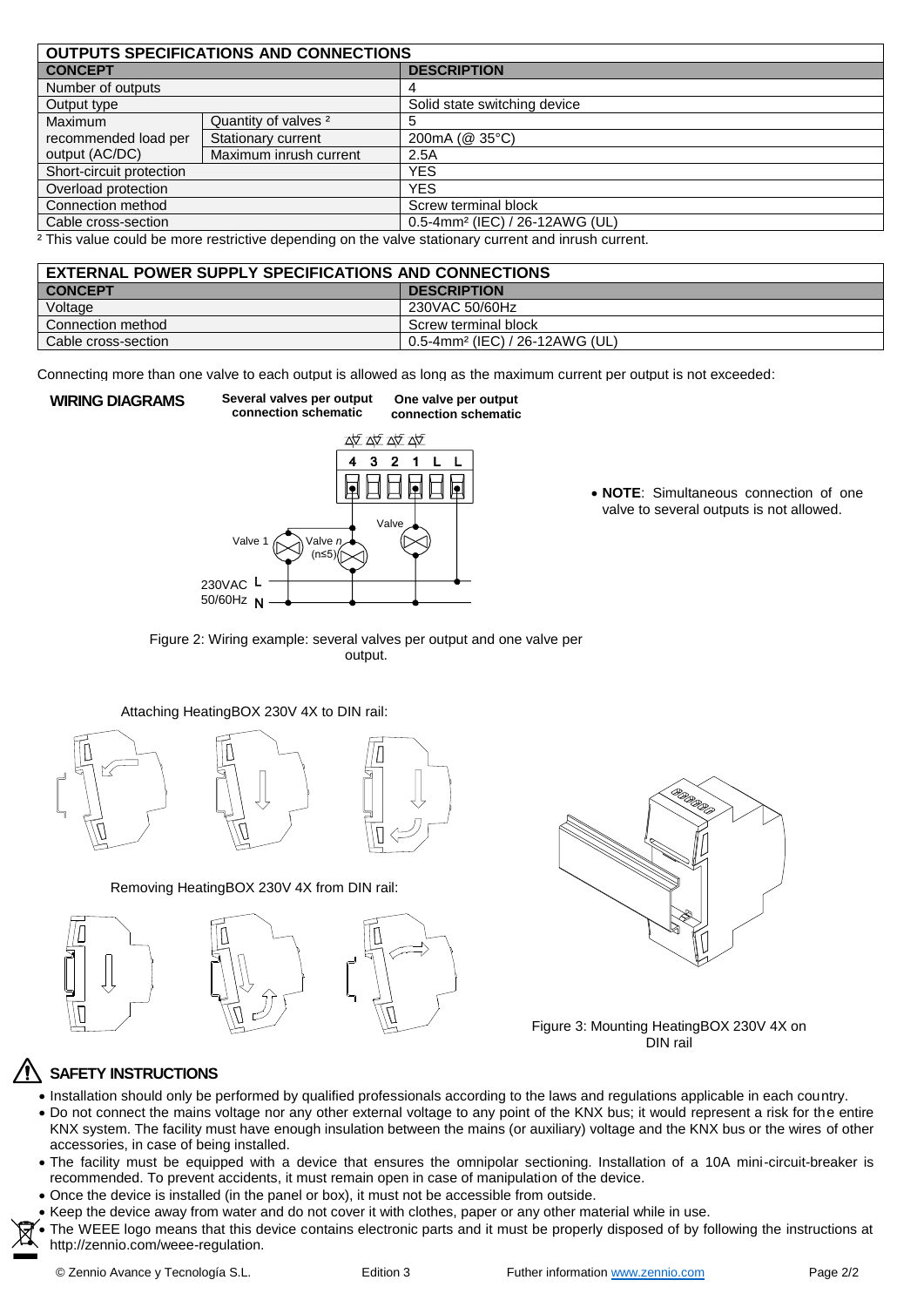| OUTPUTS SPECIFICATIONS AND CONNECTIONS | | |
|---|---|---|
| **CONCEPT** | | **DESCRIPTION** |
| Number of outputs | | 4 |
| Output type | | Solid state switching device |
| Maximum recommended load per output (AC/DC) | Quantity of valves [2] | 5 |
| | Stationary current | 200mA (@ 35°C) |
| | Maximum inrush current | 2.5A |
| Short-circuit protection | | YES |
| Overload protection | | YES |
| Connection method | | Screw terminal block |
| Cable cross-section | | 0.5-4mm² (IEC) / 26-12AWG (UL) |

[2] This value could be more restrictive depending on the valve stationary current and inrush current.

| EXTERNAL POWER SUPPLY SPECIFICATIONS AND CONNECTIONS | |
|---|---|
| **CONCEPT** | **DESCRIPTION** |
| Voltage | 230VAC 50/60Hz |
| Connection method | Screw terminal block |
| Cable cross-section | 0.5-4mm² (IEC) / 26-12AWG (UL) |

Connecting more than one valve to each output is allowed as long as the maximum current per output is not exceeded:

**WIRING DIAGRAMS**

**Several valves per output connection schematic**

**One valve per output connection schematic**

4 3 2 1 L L

Valve 1

Valve *n* (n≤5)

Valve

230VAC L
50/60Hz N

- **NOTE**: Simultaneous connection of one valve to several outputs is not allowed.

Figure 2: Wiring example: several valves per output and one valve per output.

Attaching HeatingBOX 230V 4X to DIN rail:

Removing HeatingBOX 230V 4X from DIN rail:

Figure 3: Mounting HeatingBOX 230V 4X on DIN rail

## SAFETY INSTRUCTIONS

- Installation should only be performed by qualified professionals according to the laws and regulations applicable in each country.
- Do not connect the mains voltage nor any other external voltage to any point of the KNX bus; it would represent a risk for the entire KNX system. The facility must have enough insulation between the mains (or auxiliary) voltage and the KNX bus or the wires of other accessories, in case of being installed.
- The facility must be equipped with a device that ensures the omnipolar sectioning. Installation of a 10A mini-circuit-breaker is recommended. To prevent accidents, it must remain open in case of manipulation of the device.
- Once the device is installed (in the panel or box), it must not be accessible from outside.
- Keep the device away from water and do not cover it with clothes, paper or any other material while in use.
- The WEEE logo means that this device contains electronic parts and it must be properly disposed of by following the instructions at http://zennio.com/weee-regulation.

© Zennio Avance y Tecnología S.L. Edition 3 Futher information www.zennio.com